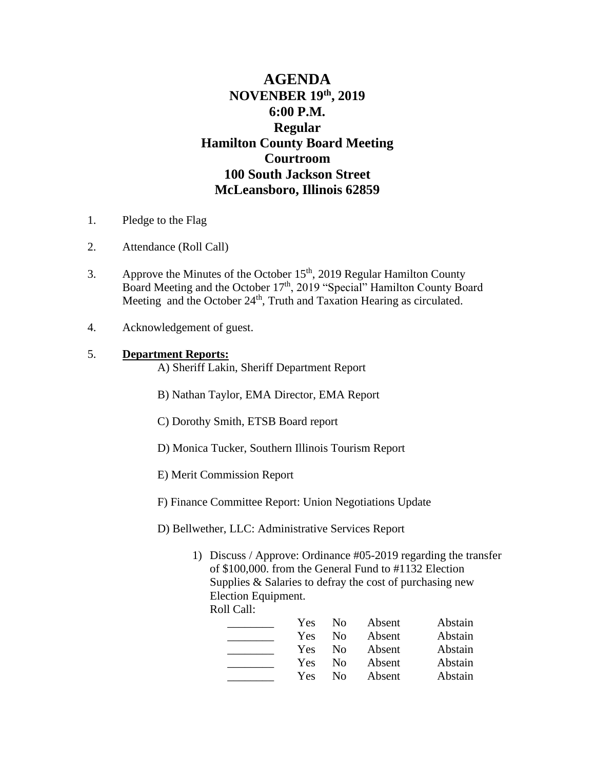# AGENDA

## NOVEMBER 19th, 2019
## 6:00 P.M.
## Regular
## Hamilton County Board Meeting
## Courtroom
## 100 South Jackson Street
## McLeansboro, Illinois 62859

1. Pledge to the Flag

2. Attendance (Roll Call)

3. Approve the Minutes of the October 15th, 2019 Regular Hamilton County Board Meeting and the October 17th, 2019 "Special" Hamilton County Board Meeting and the October 24th, Truth and Taxation Hearing as circulated.

4. Acknowledgement of guest.

5. **Department Reports:**

   A) Sheriff Lakin, Sheriff Department Report

   B) Nathan Taylor, EMA Director, EMA Report

   C) Dorothy Smith, ETSB Board report

   D) Monica Tucker, Southern Illinois Tourism Report

   E) Merit Commission Report

   F) Finance Committee Report: Union Negotiations Update

   D) Bellwether, LLC: Administrative Services Report

   1) Discuss / Approve: Ordinance #05-2019 regarding the transfer of $100,000. from the General Fund to #1132 Election Supplies & Salaries to defray the cost of purchasing new Election Equipment.
      Roll Call:

| | | | | |
|---|---|---|---|---|
| ________ | Yes | No | Absent | Abstain |
| ________ | Yes | No | Absent | Abstain |
| ________ | Yes | No | Absent | Abstain |
| ________ | Yes | No | Absent | Abstain |
| ________ | Yes | No | Absent | Abstain |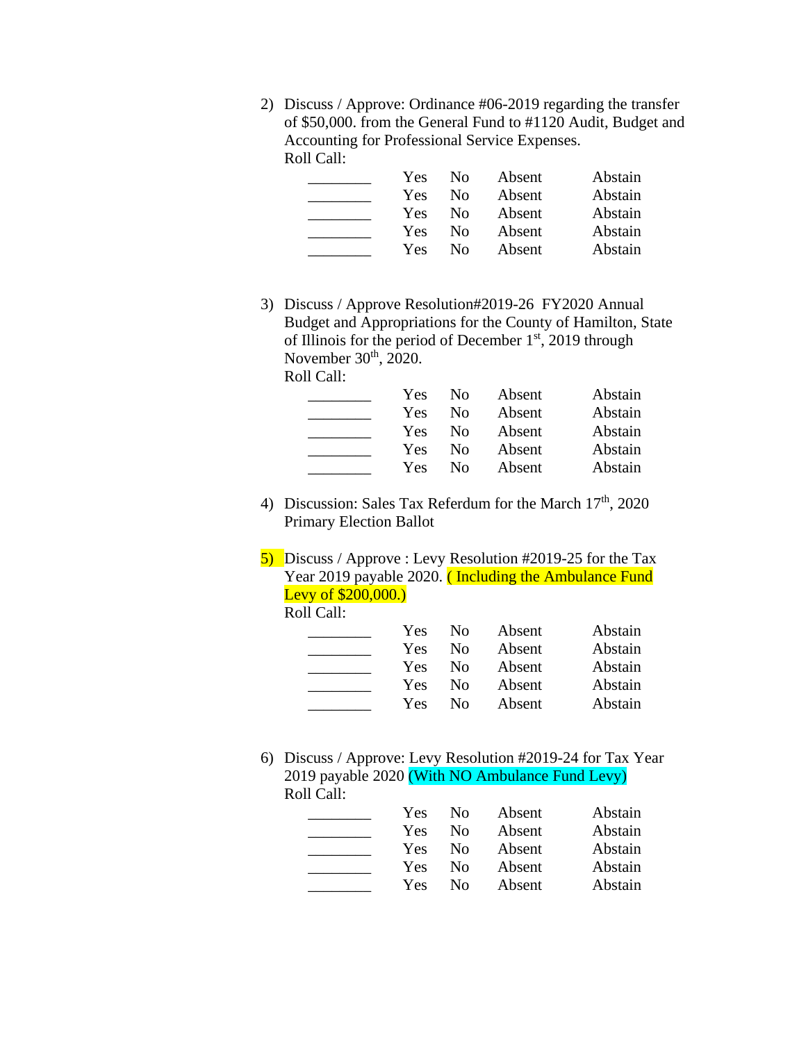2) Discuss / Approve: Ordinance #06-2019 regarding the transfer of $50,000. from the General Fund to #1120 Audit, Budget and Accounting for Professional Service Expenses.
Roll Call:

| | | | | |
|---|---|---|---|---|
| ________ | Yes | No | Absent | Abstain |
| ________ | Yes | No | Absent | Abstain |
| ________ | Yes | No | Absent | Abstain |
| ________ | Yes | No | Absent | Abstain |
| ________ | Yes | No | Absent | Abstain |

3) Discuss / Approve Resolution#2019-26 FY2020 Annual Budget and Appropriations for the County of Hamilton, State of Illinois for the period of December 1st, 2019 through November 30th, 2020.
Roll Call:

| | | | | |
|---|---|---|---|---|
| ________ | Yes | No | Absent | Abstain |
| ________ | Yes | No | Absent | Abstain |
| ________ | Yes | No | Absent | Abstain |
| ________ | Yes | No | Absent | Abstain |
| ________ | Yes | No | Absent | Abstain |

4) Discussion: Sales Tax Referdum for the March 17th, 2020 Primary Election Ballot

5) Discuss / Approve : Levy Resolution #2019-25 for the Tax Year 2019 payable 2020. ( Including the Ambulance Fund Levy of $200,000.)
Roll Call:

| | | | | |
|---|---|---|---|---|
| ________ | Yes | No | Absent | Abstain |
| ________ | Yes | No | Absent | Abstain |
| ________ | Yes | No | Absent | Abstain |
| ________ | Yes | No | Absent | Abstain |
| ________ | Yes | No | Absent | Abstain |

6) Discuss / Approve: Levy Resolution #2019-24 for Tax Year 2019 payable 2020 (With NO Ambulance Fund Levy)
Roll Call:

| | | | | |
|---|---|---|---|---|
| ________ | Yes | No | Absent | Abstain |
| ________ | Yes | No | Absent | Abstain |
| ________ | Yes | No | Absent | Abstain |
| ________ | Yes | No | Absent | Abstain |
| ________ | Yes | No | Absent | Abstain |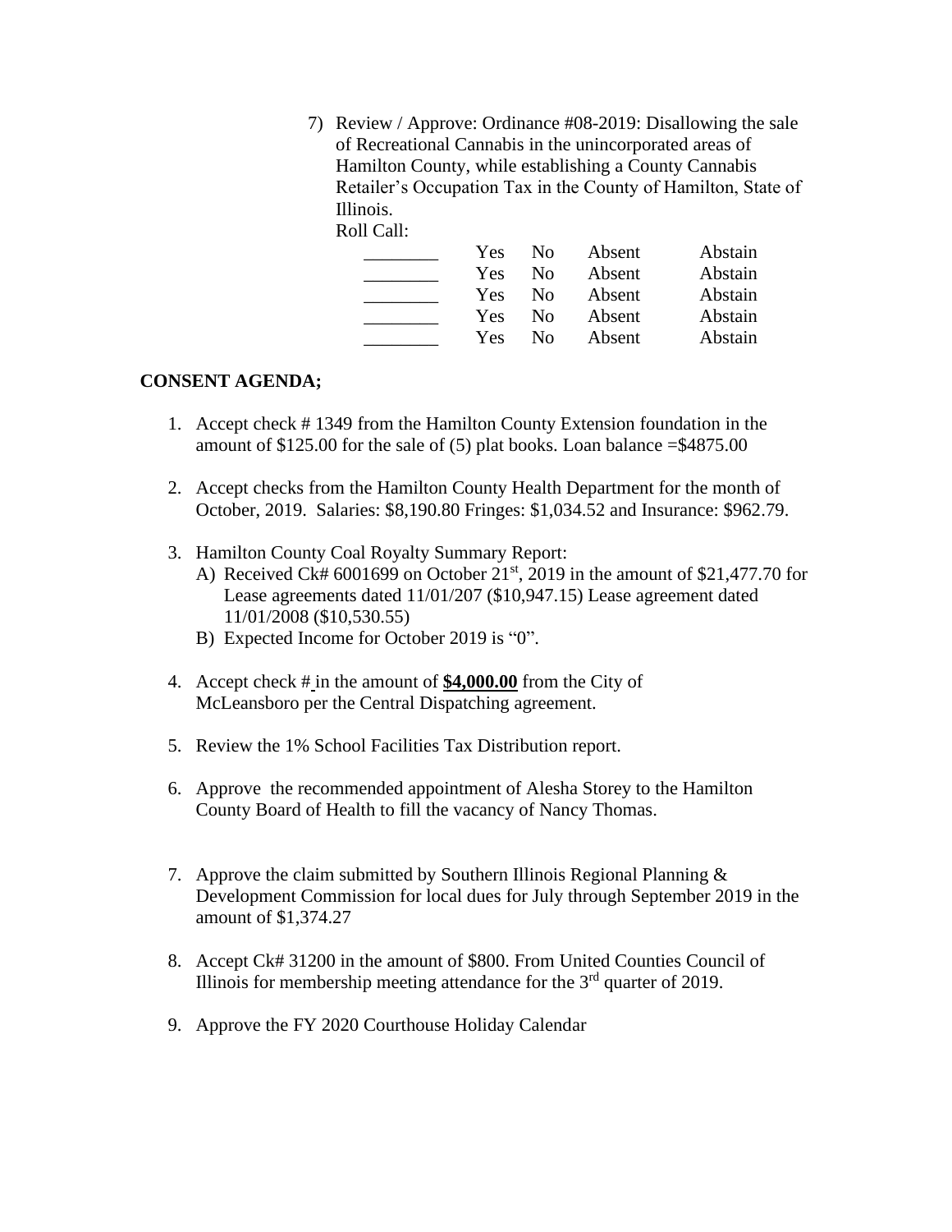7) Review / Approve: Ordinance #08-2019: Disallowing the sale of Recreational Cannabis in the unincorporated areas of Hamilton County, while establishing a County Cannabis Retailer's Occupation Tax in the County of Hamilton, State of Illinois.

Roll Call:

| | | | | |
|---|---|---|---|---|
| ________ | Yes | No | Absent | Abstain |
| ________ | Yes | No | Absent | Abstain |
| ________ | Yes | No | Absent | Abstain |
| ________ | Yes | No | Absent | Abstain |
| ________ | Yes | No | Absent | Abstain |

**CONSENT AGENDA;**

1. Accept check # 1349 from the Hamilton County Extension foundation in the amount of $125.00 for the sale of (5) plat books. Loan balance =$4875.00

2. Accept checks from the Hamilton County Health Department for the month of October, 2019. Salaries: $8,190.80 Fringes: $1,034.52 and Insurance: $962.79.

3. Hamilton County Coal Royalty Summary Report:
   A) Received Ck# 6001699 on October 21st, 2019 in the amount of $21,477.70 for Lease agreements dated 11/01/207 ($10,947.15) Lease agreement dated 11/01/2008 ($10,530.55)
   B) Expected Income for October 2019 is "0".

4. Accept check # in the amount of **$4,000.00** from the City of McLeansboro per the Central Dispatching agreement.

5. Review the 1% School Facilities Tax Distribution report.

6. Approve the recommended appointment of Alesha Storey to the Hamilton County Board of Health to fill the vacancy of Nancy Thomas.

7. Approve the claim submitted by Southern Illinois Regional Planning & Development Commission for local dues for July through September 2019 in the amount of $1,374.27

8. Accept Ck# 31200 in the amount of $800. From United Counties Council of Illinois for membership meeting attendance for the 3rd quarter of 2019.

9. Approve the FY 2020 Courthouse Holiday Calendar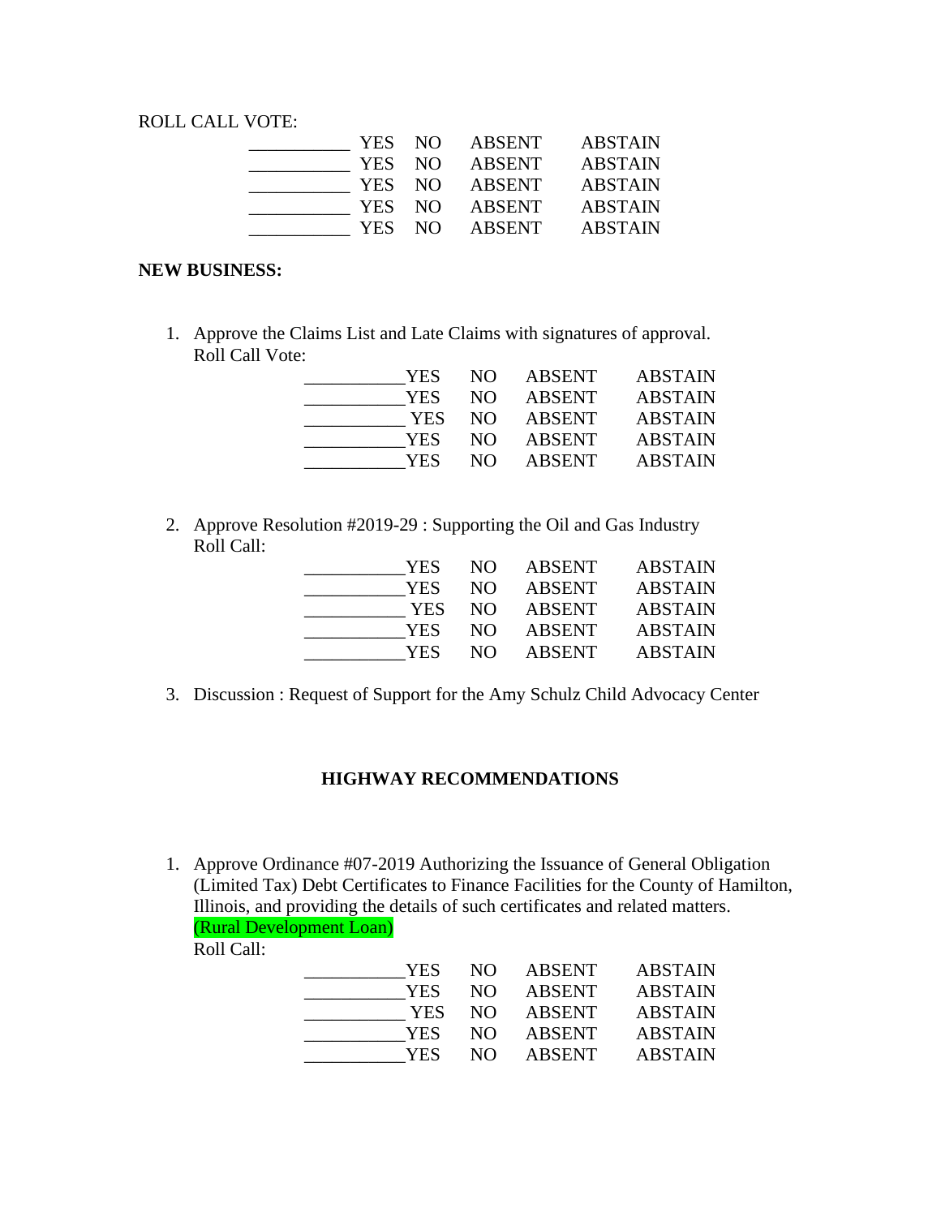ROLL CALL VOTE:

| | | | | |
|---|---|---|---|---|
| ___________ | YES | NO | ABSENT | ABSTAIN |
| ___________ | YES | NO | ABSENT | ABSTAIN |
| ___________ | YES | NO | ABSENT | ABSTAIN |
| ___________ | YES | NO | ABSENT | ABSTAIN |
| ___________ | YES | NO | ABSENT | ABSTAIN |

**NEW BUSINESS:**

1. Approve the Claims List and Late Claims with signatures of approval.
   Roll Call Vote:

| | | | | |
|---|---|---|---|---|
| ___________ | YES | NO | ABSENT | ABSTAIN |
| ___________ | YES | NO | ABSENT | ABSTAIN |
| ___________ | YES | NO | ABSENT | ABSTAIN |
| ___________ | YES | NO | ABSENT | ABSTAIN |
| ___________ | YES | NO | ABSENT | ABSTAIN |

2. Approve Resolution #2019-29 : Supporting the Oil and Gas Industry
   Roll Call:

| | | | | |
|---|---|---|---|---|
| ___________ | YES | NO | ABSENT | ABSTAIN |
| ___________ | YES | NO | ABSENT | ABSTAIN |
| ___________ | YES | NO | ABSENT | ABSTAIN |
| ___________ | YES | NO | ABSENT | ABSTAIN |
| ___________ | YES | NO | ABSENT | ABSTAIN |

3. Discussion : Request of Support for the Amy Schulz Child Advocacy Center

**HIGHWAY RECOMMENDATIONS**

1. Approve Ordinance #07-2019 Authorizing the Issuance of General Obligation (Limited Tax) Debt Certificates to Finance Facilities for the County of Hamilton, Illinois, and providing the details of such certificates and related matters.
   (Rural Development Loan)
   Roll Call:

| | | | | |
|---|---|---|---|---|
| ___________ | YES | NO | ABSENT | ABSTAIN |
| ___________ | YES | NO | ABSENT | ABSTAIN |
| ___________ | YES | NO | ABSENT | ABSTAIN |
| ___________ | YES | NO | ABSENT | ABSTAIN |
| ___________ | YES | NO | ABSENT | ABSTAIN |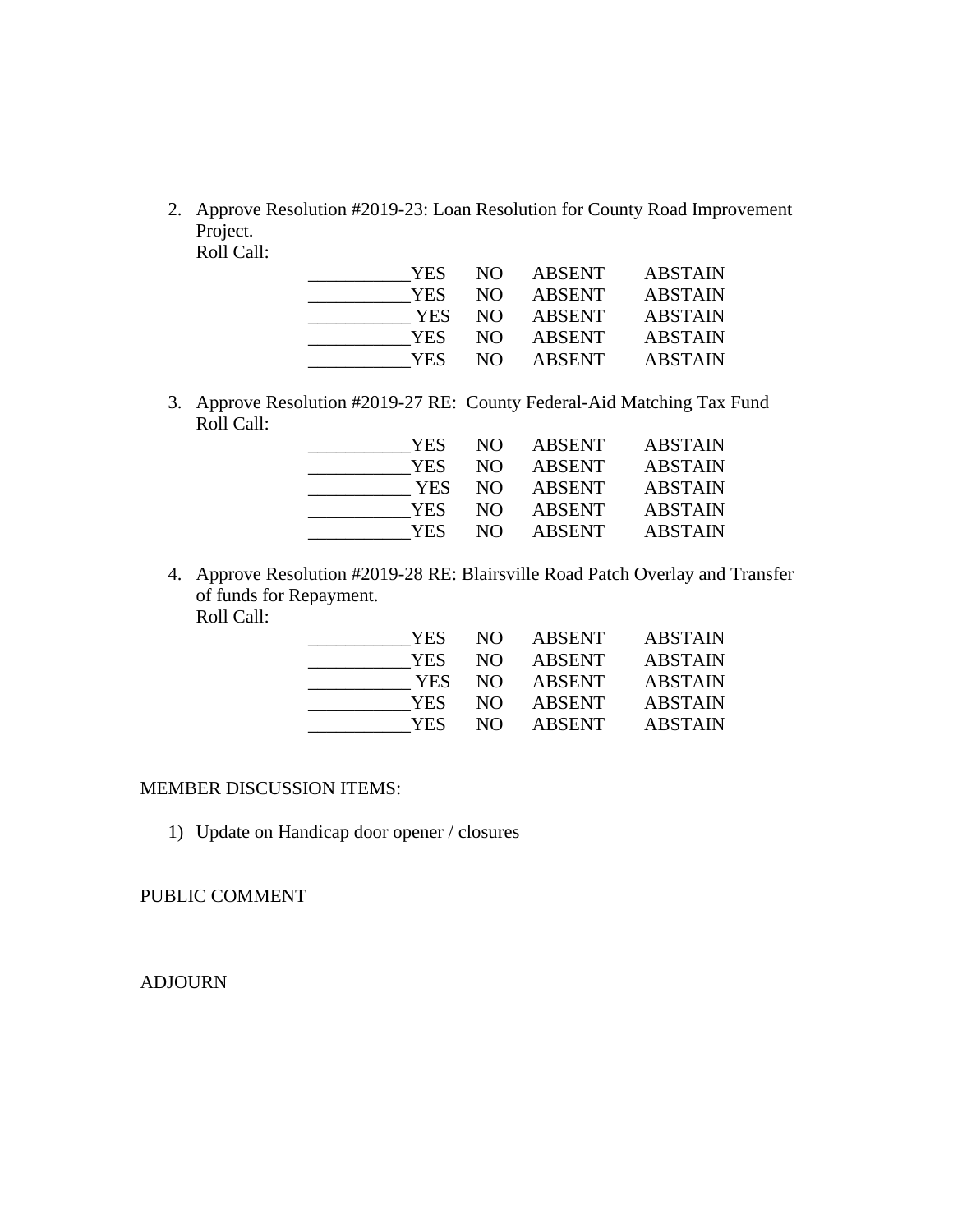2. Approve Resolution #2019-23: Loan Resolution for County Road Improvement Project.
   Roll Call:

| | | | | |
|---|---|---|---|---|
| ___________ | YES | NO | ABSENT | ABSTAIN |
| ___________ | YES | NO | ABSENT | ABSTAIN |
| ___________ | YES | NO | ABSENT | ABSTAIN |
| ___________ | YES | NO | ABSENT | ABSTAIN |
| ___________ | YES | NO | ABSENT | ABSTAIN |

3. Approve Resolution #2019-27 RE: County Federal-Aid Matching Tax Fund
   Roll Call:

| | | | | |
|---|---|---|---|---|
| ___________ | YES | NO | ABSENT | ABSTAIN |
| ___________ | YES | NO | ABSENT | ABSTAIN |
| ___________ | YES | NO | ABSENT | ABSTAIN |
| ___________ | YES | NO | ABSENT | ABSTAIN |
| ___________ | YES | NO | ABSENT | ABSTAIN |

4. Approve Resolution #2019-28 RE: Blairsville Road Patch Overlay and Transfer of funds for Repayment.
   Roll Call:

| | | | | |
|---|---|---|---|---|
| ___________ | YES | NO | ABSENT | ABSTAIN |
| ___________ | YES | NO | ABSENT | ABSTAIN |
| ___________ | YES | NO | ABSENT | ABSTAIN |
| ___________ | YES | NO | ABSENT | ABSTAIN |
| ___________ | YES | NO | ABSENT | ABSTAIN |

MEMBER DISCUSSION ITEMS:

1) Update on Handicap door opener / closures

PUBLIC COMMENT

ADJOURN